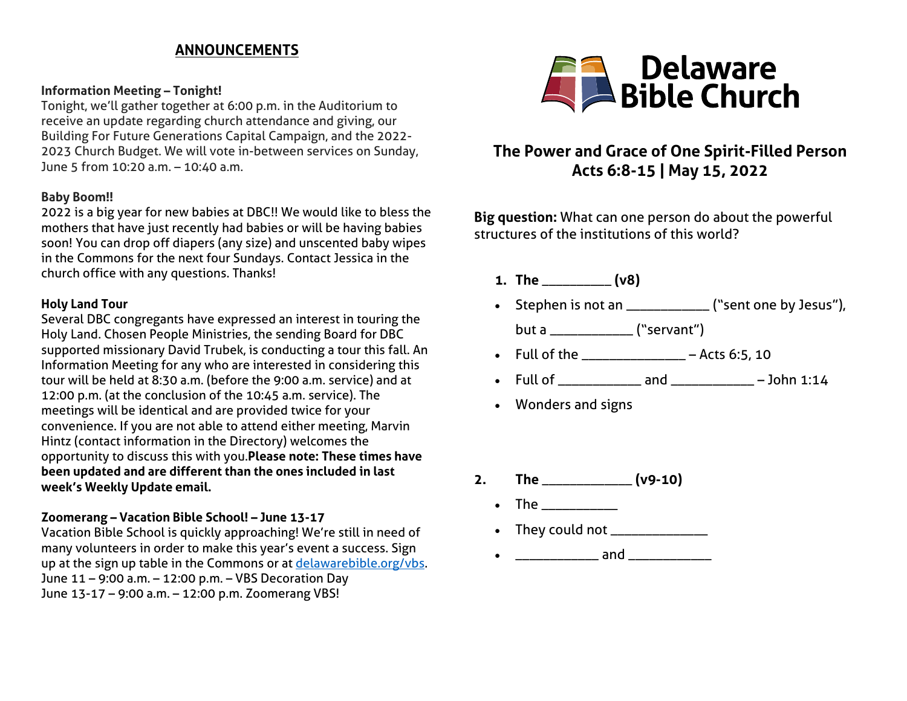## ANNOUNCEMENTS

**Information Meeting – Tonight!**
Tonight, we'll gather together at 6:00 p.m. in the Auditorium to receive an update regarding church attendance and giving, our Building For Future Generations Capital Campaign, and the 2022-2023 Church Budget. We will vote in-between services on Sunday, June 5 from 10:20 a.m. – 10:40 a.m.

**Baby Boom!!**
2022 is a big year for new babies at DBC!! We would like to bless the mothers that have just recently had babies or will be having babies soon! You can drop off diapers (any size) and unscented baby wipes in the Commons for the next four Sundays. Contact Jessica in the church office with any questions. Thanks!

**Holy Land Tour**
Several DBC congregants have expressed an interest in touring the Holy Land. Chosen People Ministries, the sending Board for DBC supported missionary David Trubek, is conducting a tour this fall. An Information Meeting for any who are interested in considering this tour will be held at 8:30 a.m. (before the 9:00 a.m. service) and at 12:00 p.m. (at the conclusion of the 10:45 a.m. service). The meetings will be identical and are provided twice for your convenience. If you are not able to attend either meeting, Marvin Hintz (contact information in the Directory) welcomes the opportunity to discuss this with you.**Please note: These times have been updated and are different than the ones included in last week's Weekly Update email.**

**Zoomerang – Vacation Bible School! – June 13-17**
Vacation Bible School is quickly approaching! We're still in need of many volunteers in order to make this year's event a success. Sign up at the sign up table in the Commons or at [delawarebible.org/vbs](delawarebible.org/vbs).
June 11 – 9:00 a.m. – 12:00 p.m. – VBS Decoration Day
June 13-17 – 9:00 a.m. – 12:00 p.m. Zoomerang VBS!

# Delaware Bible Church

## The Power and Grace of One Spirit-Filled Person
## Acts 6:8-15 | May 15, 2022

**Big question:** What can one person do about the powerful structures of the institutions of this world?

1. **The __________ (v8)**
   - Stephen is not an ____________ ("sent one by Jesus"), but a ____________ ("servant")
   - Full of the _______________ – Acts 6:5, 10
   - Full of ____________ and ____________ – John 1:14
   - Wonders and signs

2. **The _____________ (v9-10)**
   - The ___________
   - They could not ______________
   - ____________ and ____________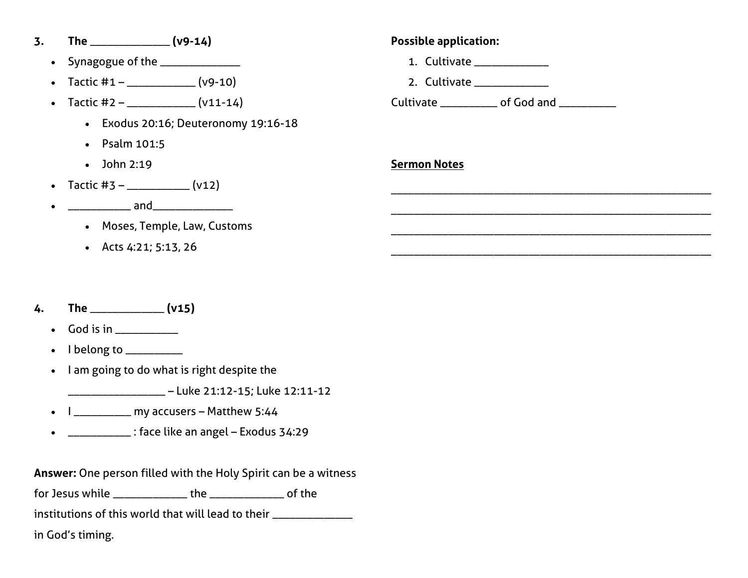3. **The _____________ (v9-14)**
   - Synagogue of the _____________
   - Tactic #1 – ___________ (v9-10)
   - Tactic #2 – ___________ (v11-14)
     - Exodus 20:16; Deuteronomy 19:16-18
     - Psalm 101:5
     - John 2:19
   - Tactic #3 – __________ (v12)
   - __________ and_____________
     - Moses, Temple, Law, Customs
     - Acts 4:21; 5:13, 26

4. **The ____________ (v15)**
   - God is in __________
   - I belong to _________
   - I am going to do what is right despite the ________________ – Luke 21:12-15; Luke 12:11-12
   - I _________ my accusers – Matthew 5:44
   - __________ : face like an angel – Exodus 34:29

**Answer:** One person filled with the Holy Spirit can be a witness for Jesus while ____________ the ____________ of the institutions of this world that will lead to their _____________ in God's timing.

**Possible application:**

1. Cultivate ____________
2. Cultivate ____________

Cultivate _________ of God and _________

**Sermon Notes**

_______________________________________________________

_______________________________________________________

_______________________________________________________

_______________________________________________________